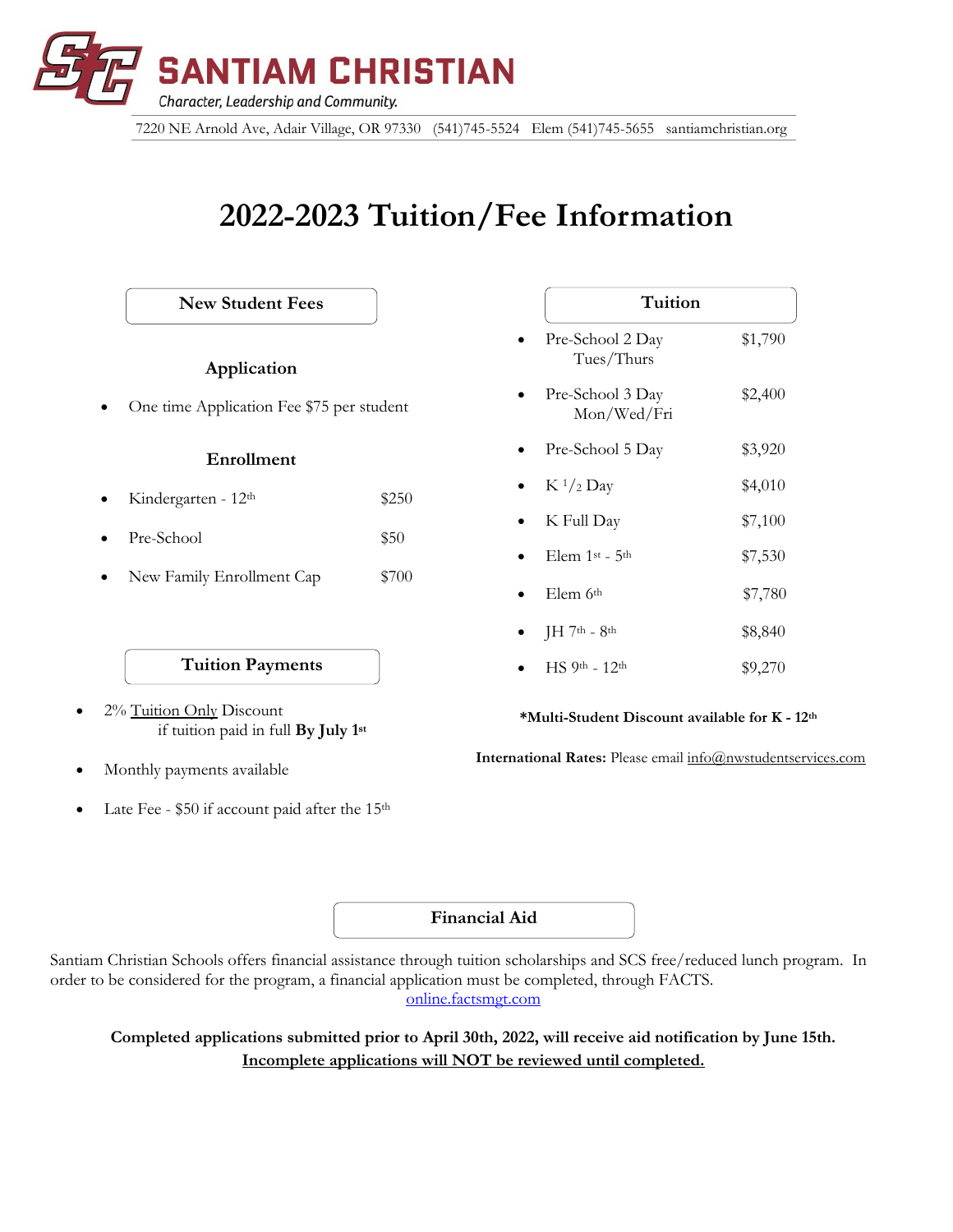# SANTIAM CHRISTIAN

*Character, Leadership and Community.*

7220 NE Arnold Ave, Adair Village, OR 97330 (541)745-5524 Elem (541)745-5655 santiamchristian.org

# 2022-2023 Tuition/Fee Information

## New Student Fees

### Application

- One time Application Fee $75 per student

### Enrollment

| | |
|---|---|
| Kindergarten - 12th | $250 |
| Pre-School | $50 |
| New Family Enrollment Cap | $700 |

## Tuition Payments

- 2% Tuition Only Discount if tuition paid in full **By July 1st**
- Monthly payments available
- Late Fee - $50 if account paid after the 15th

## Tuition

| | |
|---|---|
| Pre-School 2 Day Tues/Thurs | $1,790 |
| Pre-School 3 Day Mon/Wed/Fri | $2,400 |
| Pre-School 5 Day | $3,920 |
| K 1/2 Day | $4,010 |
| K Full Day | $7,100 |
| Elem 1st - 5th | $7,530 |
| Elem 6th | $7,780 |
| JH 7th - 8th | $8,840 |
| HS 9th - 12th | $9,270 |

***Multi-Student Discount available for K - 12th**

**International Rates:** Please email info@nwstudentservices.com

## Financial Aid

Santiam Christian Schools offers financial assistance through tuition scholarships and SCS free/reduced lunch program. In order to be considered for the program, a financial application must be completed, through FACTS.
online.factsmgt.com

**Completed applications submitted prior to April 30th, 2022, will receive aid notification by June 15th.**
**Incomplete applications will NOT be reviewed until completed.**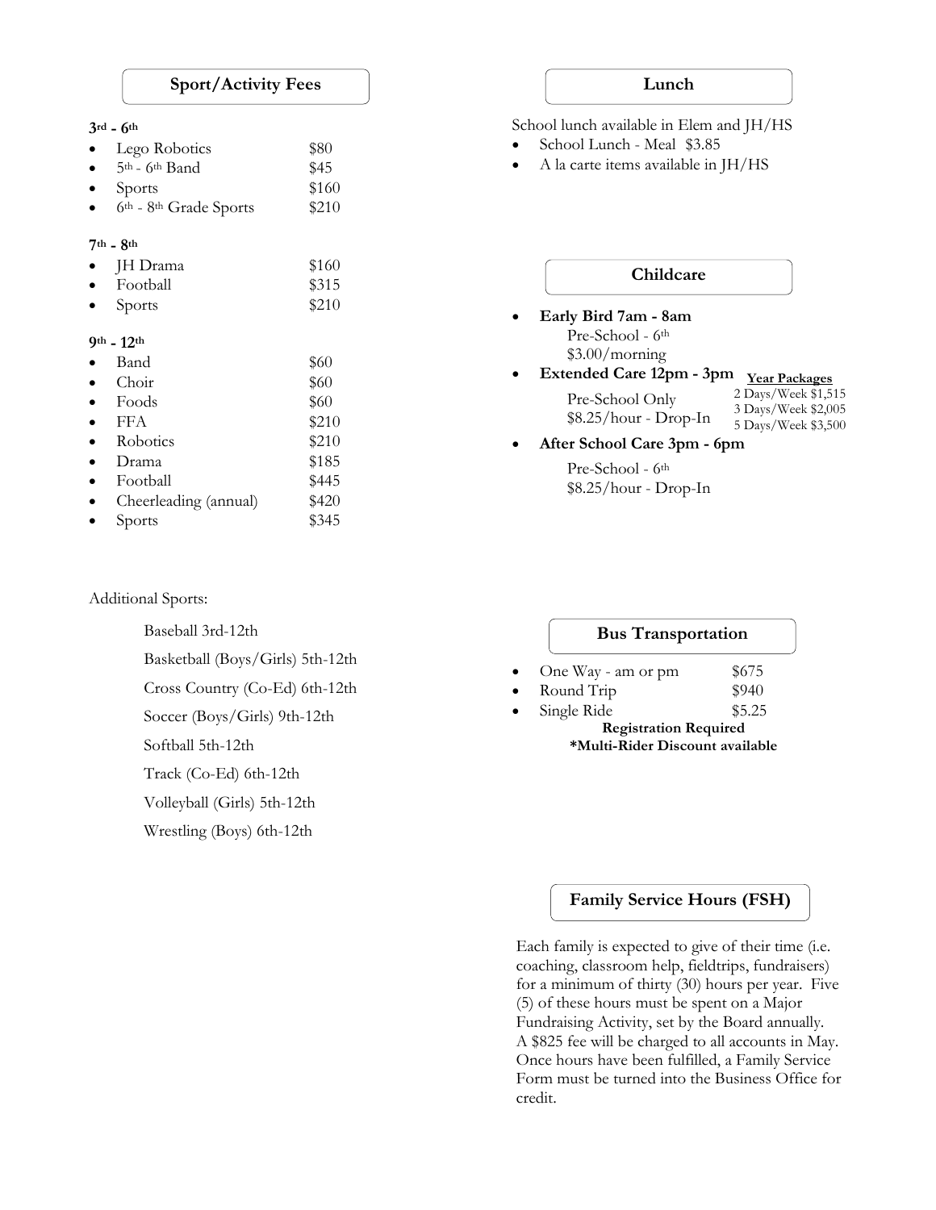## Sport/Activity Fees

**3rd - 6th**

- Lego Robotics $80
- 5th - 6th Band $45
- Sports $160
- 6th - 8th Grade Sports $210

**7th - 8th**

- JH Drama $160
- Football $315
- Sports $210

**9th - 12th**

- Band $60
- Choir $60
- Foods $60
- FFA $210
- Robotics $210
- Drama $185
- Football $445
- Cheerleading (annual) $420
- Sports $345

Additional Sports:

Baseball 3rd-12th

Basketball (Boys/Girls) 5th-12th

Cross Country (Co-Ed) 6th-12th

Soccer (Boys/Girls) 9th-12th

Softball 5th-12th

Track (Co-Ed) 6th-12th

Volleyball (Girls) 5th-12th

Wrestling (Boys) 6th-12th

## Lunch

School lunch available in Elem and JH/HS

- School Lunch - Meal $3.85
- A la carte items available in JH/HS

## Childcare

- **Early Bird 7am - 8am**
  Pre-School - 6th
  $3.00/morning
- **Extended Care 12pm - 3pm**
  Pre-School Only
  $8.25/hour - Drop-In

  **Year Packages**
  2 Days/Week $1,515
  3 Days/Week $2,005
  5 Days/Week $3,500
- **After School Care 3pm - 6pm**
  Pre-School - 6th
  $8.25/hour - Drop-In

## Bus Transportation

- One Way - am or pm $675
- Round Trip $940
- Single Ride $5.25

**Registration Required**
**\*Multi-Rider Discount available**

## Family Service Hours (FSH)

Each family is expected to give of their time (i.e. coaching, classroom help, fieldtrips, fundraisers) for a minimum of thirty (30) hours per year. Five (5) of these hours must be spent on a Major Fundraising Activity, set by the Board annually. A $825 fee will be charged to all accounts in May. Once hours have been fulfilled, a Family Service Form must be turned into the Business Office for credit.